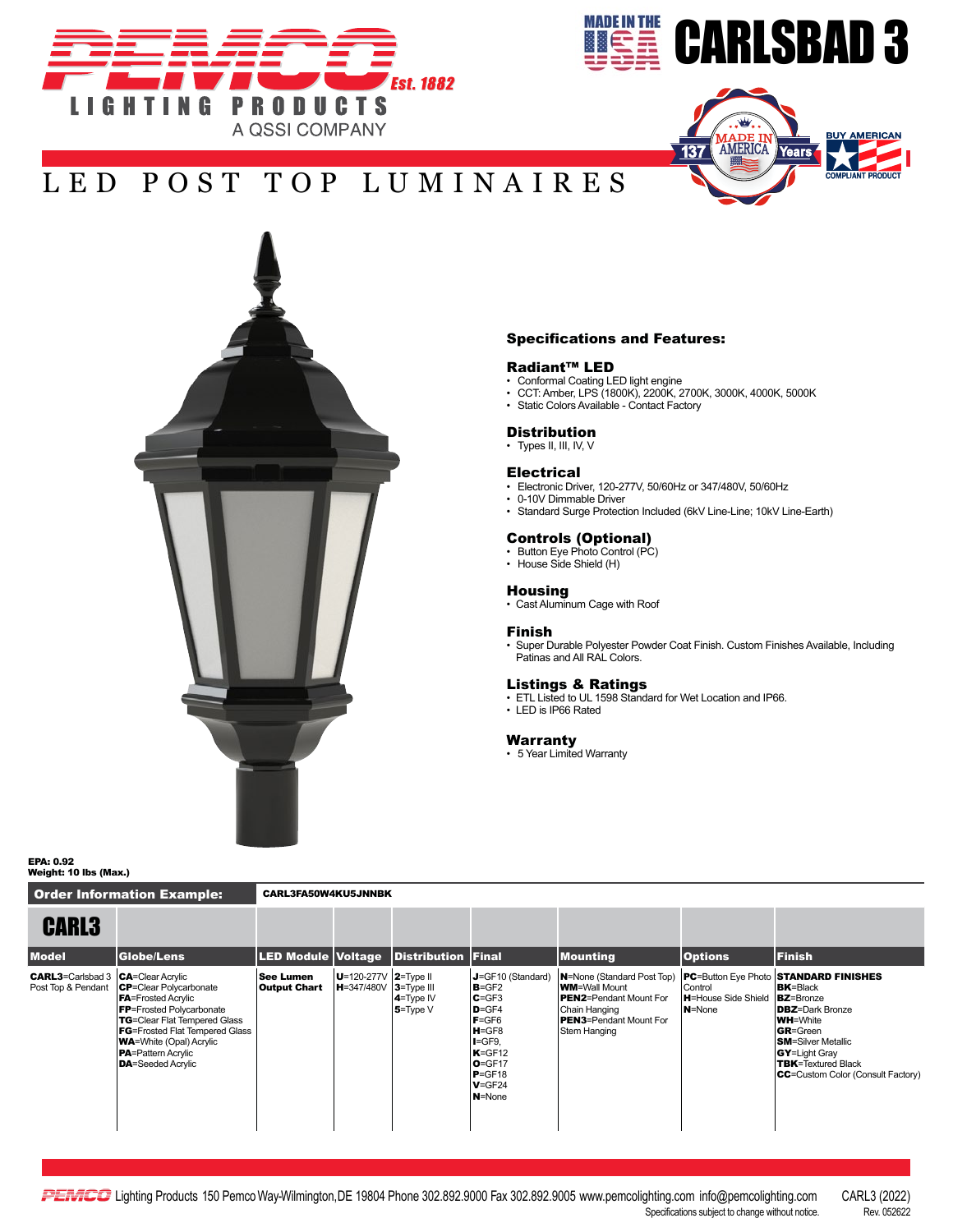# PEMCO LIGHTING PRODUCTS

Est. 1882

A QSSI COMPANY

# CARLSBAD 3

MADE IN THE USA

MADE IN AMERICA 137 Years

BUY AMERICAN COMPLIANT PRODUCT

## LED POST TOP LUMINAIRES

### Specifications and Features:

**Radiant™ LED**
- Conformal Coating LED light engine
- CCT: Amber, LPS (1800K), 2200K, 2700K, 3000K, 4000K, 5000K
- Static Colors Available - Contact Factory

**Distribution**
- Types II, III, IV, V

**Electrical**
- Electronic Driver, 120-277V, 50/60Hz or 347/480V, 50/60Hz
- 0-10V Dimmable Driver
- Standard Surge Protection Included (6kV Line-Line; 10kV Line-Earth)

**Controls (Optional)**
- Button Eye Photo Control (PC)
- House Side Shield (H)

**Housing**
- Cast Aluminum Cage with Roof

**Finish**
- Super Durable Polyester Powder Coat Finish. Custom Finishes Available, Including Patinas and All RAL Colors.

**Listings & Ratings**
- ETL Listed to UL 1598 Standard for Wet Location and IP66.
- LED is IP66 Rated

**Warranty**
- 5 Year Limited Warranty

**EPA: 0.92**
**Weight: 10 lbs (Max.)**

**Order Information Example:** CARL3FA50W4KU5JNNBK

| CARL3 | | | | | | | | |
|---|---|---|---|---|---|---|---|---|
| **Model** | **Globe/Lens** | **LED Module** | **Voltage** | **Distribution** | **Final** | **Mounting** | **Options** | **Finish** |
| **CARL3**=Carlsbad 3 Post Top & Pendant | **CA**=Clear Acrylic<br>**CP**=Clear Polycarbonate<br>**FA**=Frosted Acrylic<br>**FP**=Frosted Polycarbonate<br>**TG**=Clear Flat Tempered Glass<br>**FG**=Frosted Flat Tempered Glass<br>**WA**=White (Opal) Acrylic<br>**PA**=Pattern Acrylic<br>**DA**=Seeded Acrylic | **See Lumen Output Chart** | **U**=120-277V<br>**H**=347/480V | **2**=Type II<br>**3**=Type III<br>**4**=Type IV<br>**5**=Type V | **J**=GF10 (Standard)<br>**B**=GF2<br>**C**=GF3<br>**D**=GF4<br>**F**=GF6<br>**H**=GF8<br>**I**=GF9,<br>**K**=GF12<br>**O**=GF17<br>**P**=GF18<br>**V**=GF24<br>**N**=None | **N**=None (Standard Post Top)<br>**WM**=Wall Mount<br>**PEN2**=Pendant Mount For Chain Hanging<br>**PEN3**=Pendant Mount For Stem Hanging | **PC**=Button Eye Photo Control<br>**H**=House Side Shield<br>**N**=None | **STANDARD FINISHES**<br>**BK**=Black<br>**BZ**=Bronze<br>**DBZ**=Dark Bronze<br>**WH**=White<br>**GR**=Green<br>**SM**=Silver Metallic<br>**GY**=Light Gray<br>**TBK**=Textured Black<br>**CC**=Custom Color (Consult Factory) |

PEMCO Lighting Products 150 Pemco Way-Wilmington,DE 19804 Phone 302.892.9000 Fax 302.892.9005 www.pemcolighting.com info@pemcolighting.com CARL3 (2022)
Specifications subject to change without notice. Rev. 052622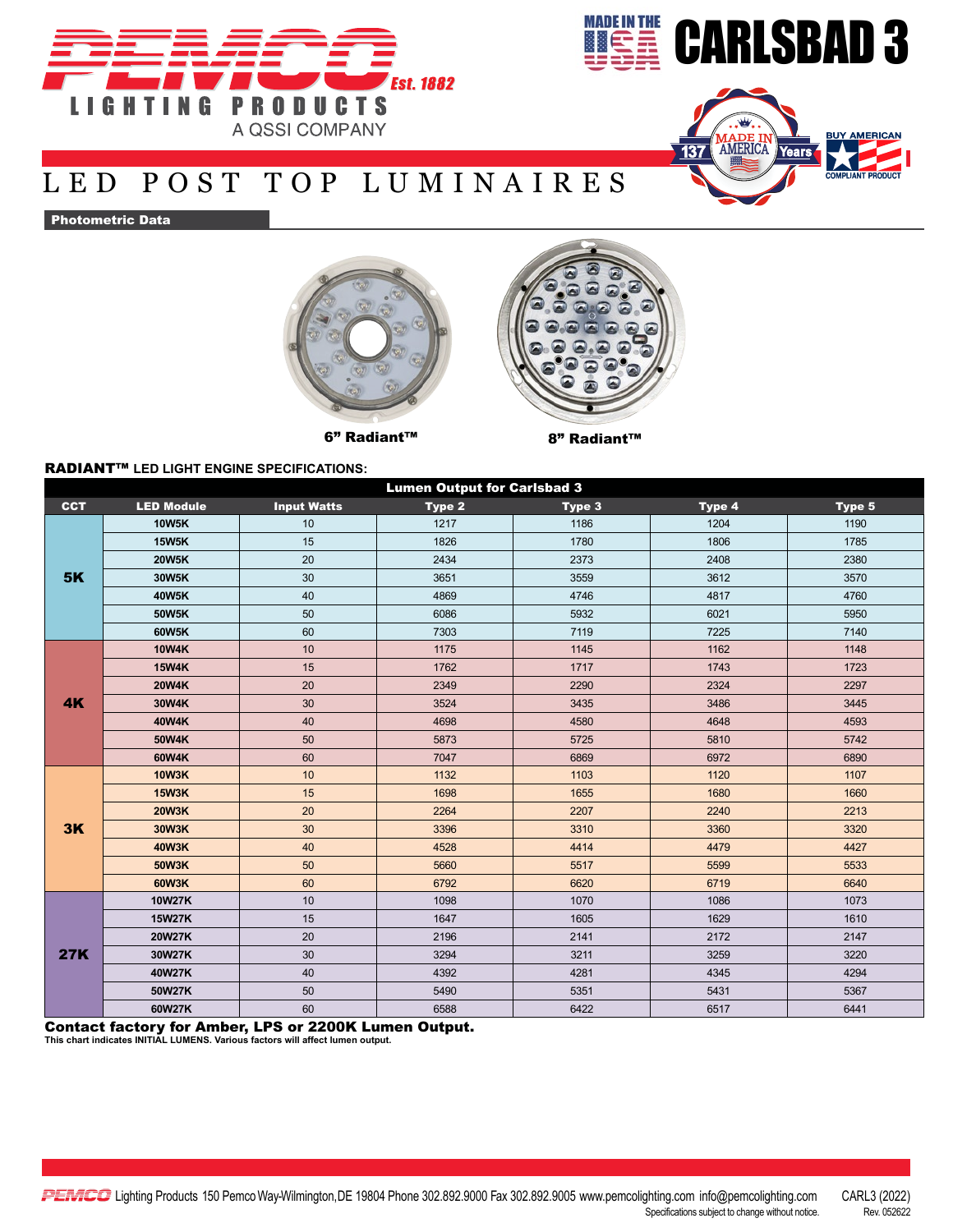# PEMCO LIGHTING PRODUCTS

Est. 1882

A QSSI COMPANY

MADE IN THE USA

# CARLSBAD 3

MADE IN AMERICA 137 Years

BUY AMERICAN COMPLIANT PRODUCT

## LED POST TOP LUMINAIRES

**Photometric Data**

6" Radiant™

8" Radiant™

**RADIANT™ LED LIGHT ENGINE SPECIFICATIONS:**

| Lumen Output for Carlsbad 3 | | | | | | |
|---|---|---|---|---|---|---|
| **CCT** | **LED Module** | **Input Watts** | **Type 2** | **Type 3** | **Type 4** | **Type 5** |
| **5K** | 10W5K | 10 | 1217 | 1186 | 1204 | 1190 |
| | 15W5K | 15 | 1826 | 1780 | 1806 | 1785 |
| | 20W5K | 20 | 2434 | 2373 | 2408 | 2380 |
| | 30W5K | 30 | 3651 | 3559 | 3612 | 3570 |
| | 40W5K | 40 | 4869 | 4746 | 4817 | 4760 |
| | 50W5K | 50 | 6086 | 5932 | 6021 | 5950 |
| | 60W5K | 60 | 7303 | 7119 | 7225 | 7140 |
| **4K** | 10W4K | 10 | 1175 | 1145 | 1162 | 1148 |
| | 15W4K | 15 | 1762 | 1717 | 1743 | 1723 |
| | 20W4K | 20 | 2349 | 2290 | 2324 | 2297 |
| | 30W4K | 30 | 3524 | 3435 | 3486 | 3445 |
| | 40W4K | 40 | 4698 | 4580 | 4648 | 4593 |
| | 50W4K | 50 | 5873 | 5725 | 5810 | 5742 |
| | 60W4K | 60 | 7047 | 6869 | 6972 | 6890 |
| **3K** | 10W3K | 10 | 1132 | 1103 | 1120 | 1107 |
| | 15W3K | 15 | 1698 | 1655 | 1680 | 1660 |
| | 20W3K | 20 | 2264 | 2207 | 2240 | 2213 |
| | 30W3K | 30 | 3396 | 3310 | 3360 | 3320 |
| | 40W3K | 40 | 4528 | 4414 | 4479 | 4427 |
| | 50W3K | 50 | 5660 | 5517 | 5599 | 5533 |
| | 60W3K | 60 | 6792 | 6620 | 6719 | 6640 |
| **27K** | 10W27K | 10 | 1098 | 1070 | 1086 | 1073 |
| | 15W27K | 15 | 1647 | 1605 | 1629 | 1610 |
| | 20W27K | 20 | 2196 | 2141 | 2172 | 2147 |
| | 30W27K | 30 | 3294 | 3211 | 3259 | 3220 |
| | 40W27K | 40 | 4392 | 4281 | 4345 | 4294 |
| | 50W27K | 50 | 5490 | 5351 | 5431 | 5367 |
| | 60W27K | 60 | 6588 | 6422 | 6517 | 6441 |

**Contact factory for Amber, LPS or 2200K Lumen Output.**

**This chart indicates INITIAL LUMENS. Various factors will affect lumen output.**

PEMCO Lighting Products 150 Pemco Way-Wilmington,DE 19804 Phone 302.892.9000 Fax 302.892.9005 www.pemcolighting.com info@pemcolighting.com

Specifications subject to change without notice.

CARL3 (2022) Rev. 052622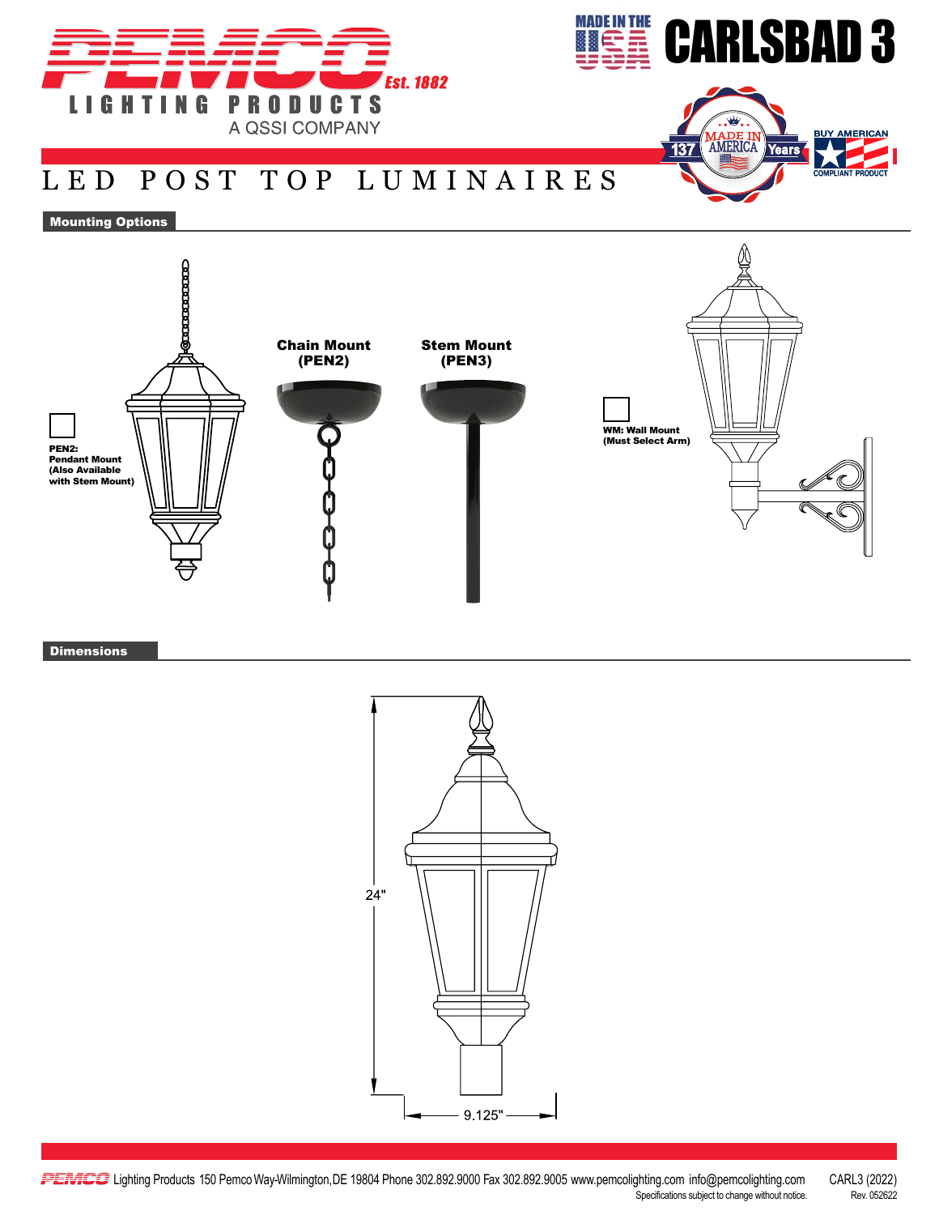# CARLSBAD 3

PEMCO Est. 1882
LIGHTING PRODUCTS
A QSSI COMPANY

MADE IN THE USA

137 Years MADE IN AMERICA

BUY AMERICAN COMPLIANT PRODUCT

## LED POST TOP LUMINAIRES

### Mounting Options

☐ **PEN2: Pendant Mount (Also Available with Stem Mount)**

**Chain Mount (PEN2)**

**Stem Mount (PEN3)**

☐ **WM: Wall Mount (Must Select Arm)**

### Dimensions

24"

9.125"

PEMCO Lighting Products 150 Pemco Way-Wilmington,DE 19804 Phone 302.892.9000 Fax 302.892.9005 www.pemcolighting.com info@pemcolighting.com

Specifications subject to change without notice.

CARL3 (2022)
Rev. 052622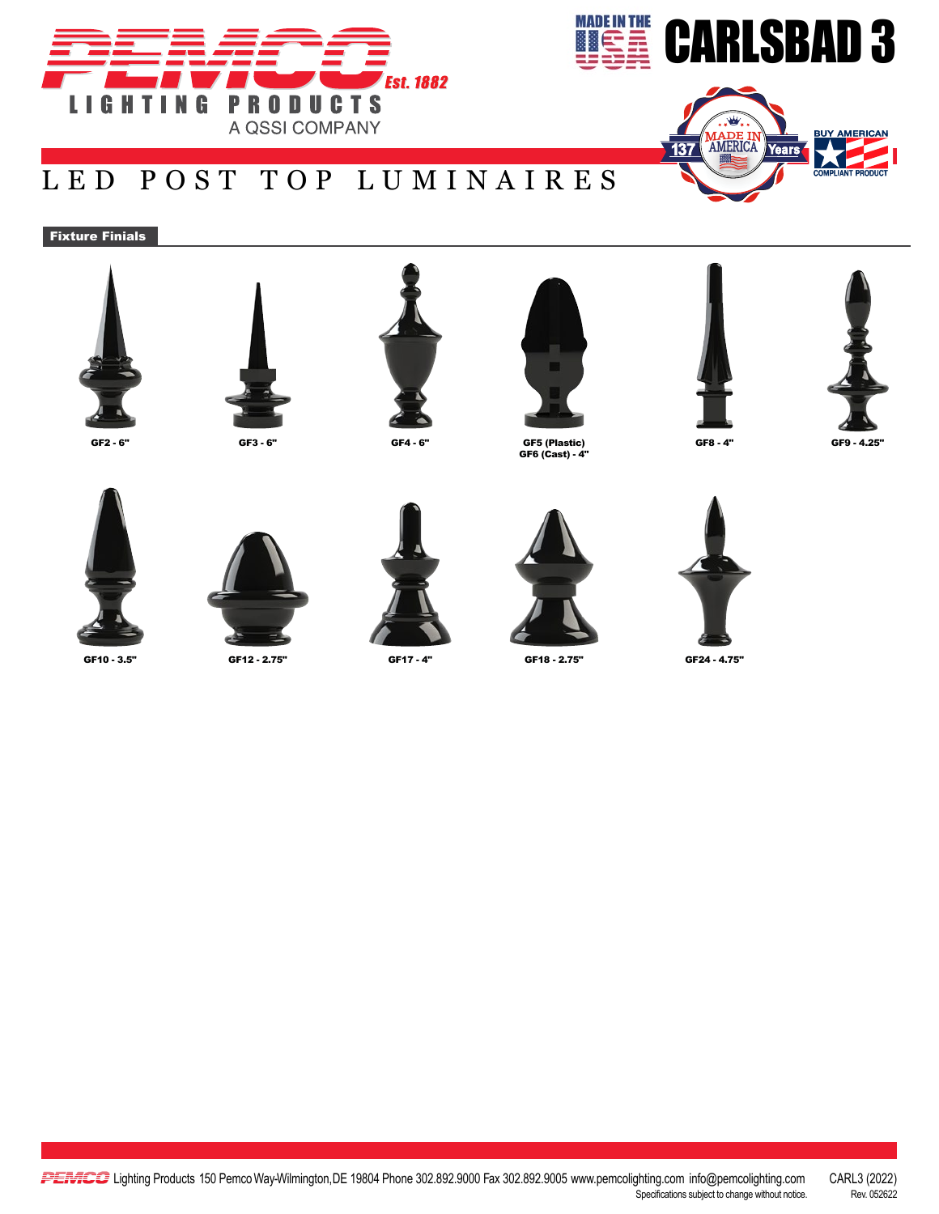# CARLSBAD 3

LED POST TOP LUMINAIRES

## Fixture Finials

GF2 - 6"

GF3 - 6"

GF4 - 6"

GF5 (Plastic)
GF6 (Cast) - 4"

GF8 - 4"

GF9 - 4.25"

GF10 - 3.5"

GF12 - 2.75"

GF17 - 4"

GF18 - 2.75"

GF24 - 4.75"

PEMCO Lighting Products 150 Pemco Way-Wilmington,DE 19804 Phone 302.892.9000 Fax 302.892.9005 www.pemcolighting.com info@pemcolighting.com

CARL3 (2022)

Specifications subject to change without notice.

Rev. 052622